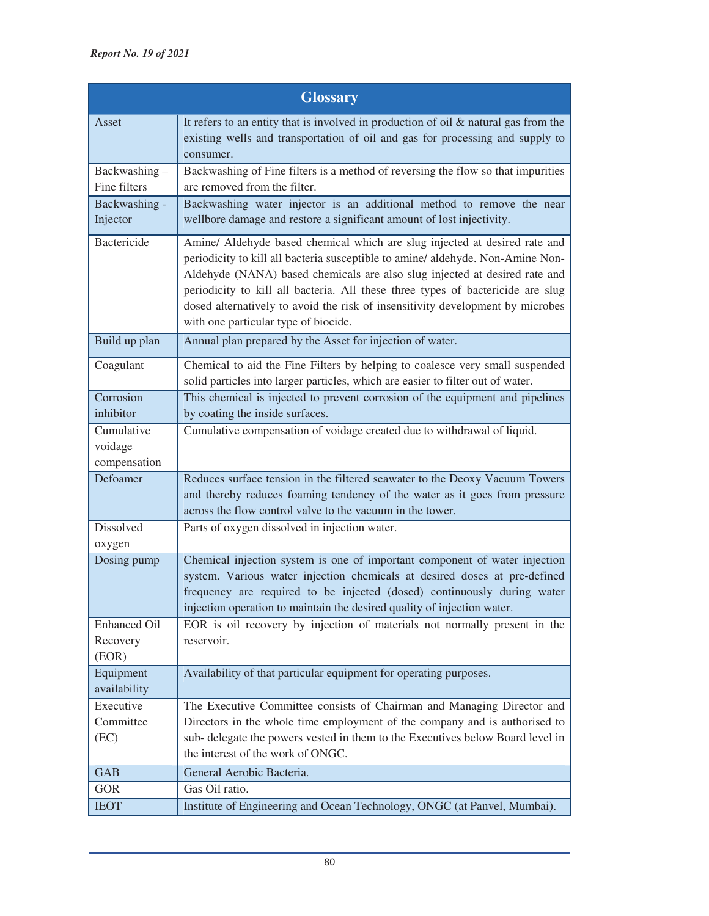| Glossary | |
|---|---|
| Asset | It refers to an entity that is involved in production of oil & natural gas from the existing wells and transportation of oil and gas for processing and supply to consumer. |
| Backwashing – Fine filters | Backwashing of Fine filters is a method of reversing the flow so that impurities are removed from the filter. |
| Backwashing - Injector | Backwashing water injector is an additional method to remove the near wellbore damage and restore a significant amount of lost injectivity. |
| Bactericide | Amine/ Aldehyde based chemical which are slug injected at desired rate and periodicity to kill all bacteria susceptible to amine/ aldehyde. Non-Amine Non-Aldehyde (NANA) based chemicals are also slug injected at desired rate and periodicity to kill all bacteria. All these three types of bactericide are slug dosed alternatively to avoid the risk of insensitivity development by microbes with one particular type of biocide. |
| Build up plan | Annual plan prepared by the Asset for injection of water. |
| Coagulant | Chemical to aid the Fine Filters by helping to coalesce very small suspended solid particles into larger particles, which are easier to filter out of water. |
| Corrosion inhibitor | This chemical is injected to prevent corrosion of the equipment and pipelines by coating the inside surfaces. |
| Cumulative voidage compensation | Cumulative compensation of voidage created due to withdrawal of liquid. |
| Defoamer | Reduces surface tension in the filtered seawater to the Deoxy Vacuum Towers and thereby reduces foaming tendency of the water as it goes from pressure across the flow control valve to the vacuum in the tower. |
| Dissolved oxygen | Parts of oxygen dissolved in injection water. |
| Dosing pump | Chemical injection system is one of important component of water injection system. Various water injection chemicals at desired doses at pre-defined frequency are required to be injected (dosed) continuously during water injection operation to maintain the desired quality of injection water. |
| Enhanced Oil Recovery (EOR) | EOR is oil recovery by injection of materials not normally present in the reservoir. |
| Equipment availability | Availability of that particular equipment for operating purposes. |
| Executive Committee (EC) | The Executive Committee consists of Chairman and Managing Director and Directors in the whole time employment of the company and is authorised to sub- delegate the powers vested in them to the Executives below Board level in the interest of the work of ONGC. |
| GAB | General Aerobic Bacteria. |
| GOR | Gas Oil ratio. |
| IEOT | Institute of Engineering and Ocean Technology, ONGC (at Panvel, Mumbai). |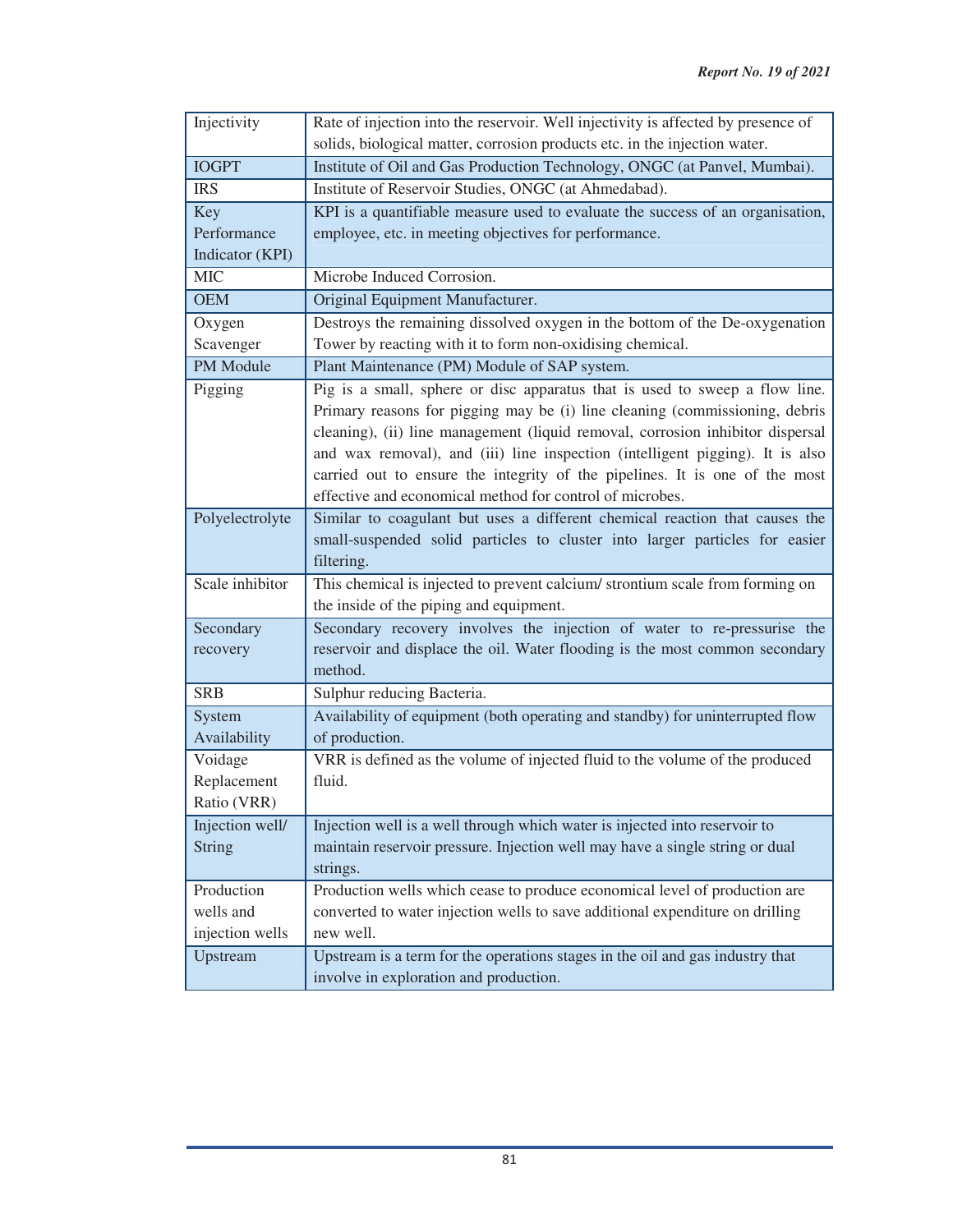| | |
|---|---|
| Injectivity | Rate of injection into the reservoir. Well injectivity is affected by presence of solids, biological matter, corrosion products etc. in the injection water. |
| IOGPT | Institute of Oil and Gas Production Technology, ONGC (at Panvel, Mumbai). |
| IRS | Institute of Reservoir Studies, ONGC (at Ahmedabad). |
| Key Performance Indicator (KPI) | KPI is a quantifiable measure used to evaluate the success of an organisation, employee, etc. in meeting objectives for performance. |
| MIC | Microbe Induced Corrosion. |
| OEM | Original Equipment Manufacturer. |
| Oxygen Scavenger | Destroys the remaining dissolved oxygen in the bottom of the De-oxygenation Tower by reacting with it to form non-oxidising chemical. |
| PM Module | Plant Maintenance (PM) Module of SAP system. |
| Pigging | Pig is a small, sphere or disc apparatus that is used to sweep a flow line. Primary reasons for pigging may be (i) line cleaning (commissioning, debris cleaning), (ii) line management (liquid removal, corrosion inhibitor dispersal and wax removal), and (iii) line inspection (intelligent pigging). It is also carried out to ensure the integrity of the pipelines. It is one of the most effective and economical method for control of microbes. |
| Polyelectrolyte | Similar to coagulant but uses a different chemical reaction that causes the small-suspended solid particles to cluster into larger particles for easier filtering. |
| Scale inhibitor | This chemical is injected to prevent calcium/ strontium scale from forming on the inside of the piping and equipment. |
| Secondary recovery | Secondary recovery involves the injection of water to re-pressurise the reservoir and displace the oil. Water flooding is the most common secondary method. |
| SRB | Sulphur reducing Bacteria. |
| System Availability | Availability of equipment (both operating and standby) for uninterrupted flow of production. |
| Voidage Replacement Ratio (VRR) | VRR is defined as the volume of injected fluid to the volume of the produced fluid. |
| Injection well/ String | Injection well is a well through which water is injected into reservoir to maintain reservoir pressure. Injection well may have a single string or dual strings. |
| Production wells and injection wells | Production wells which cease to produce economical level of production are converted to water injection wells to save additional expenditure on drilling new well. |
| Upstream | Upstream is a term for the operations stages in the oil and gas industry that involve in exploration and production. |